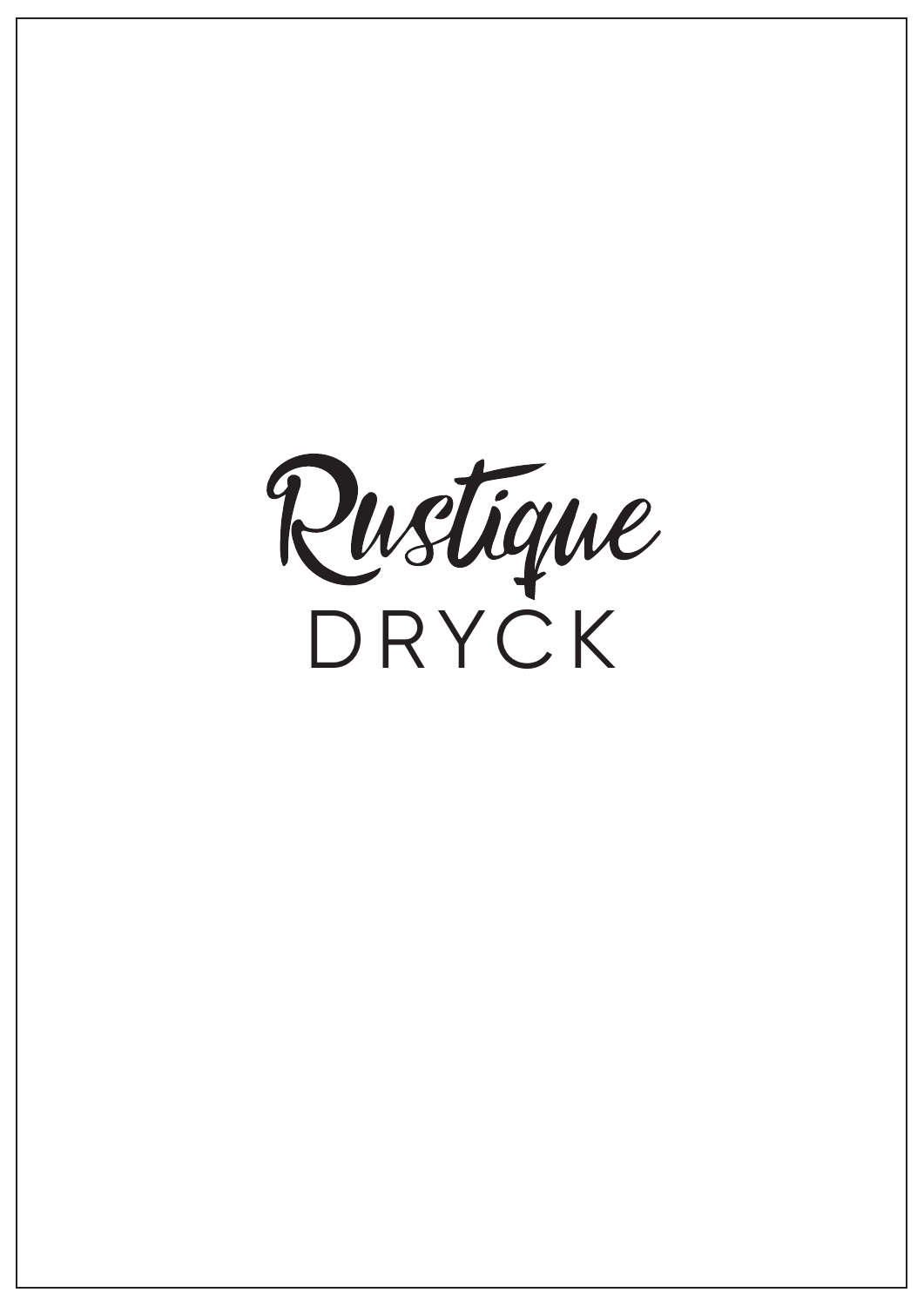# Rustique

## DRYCK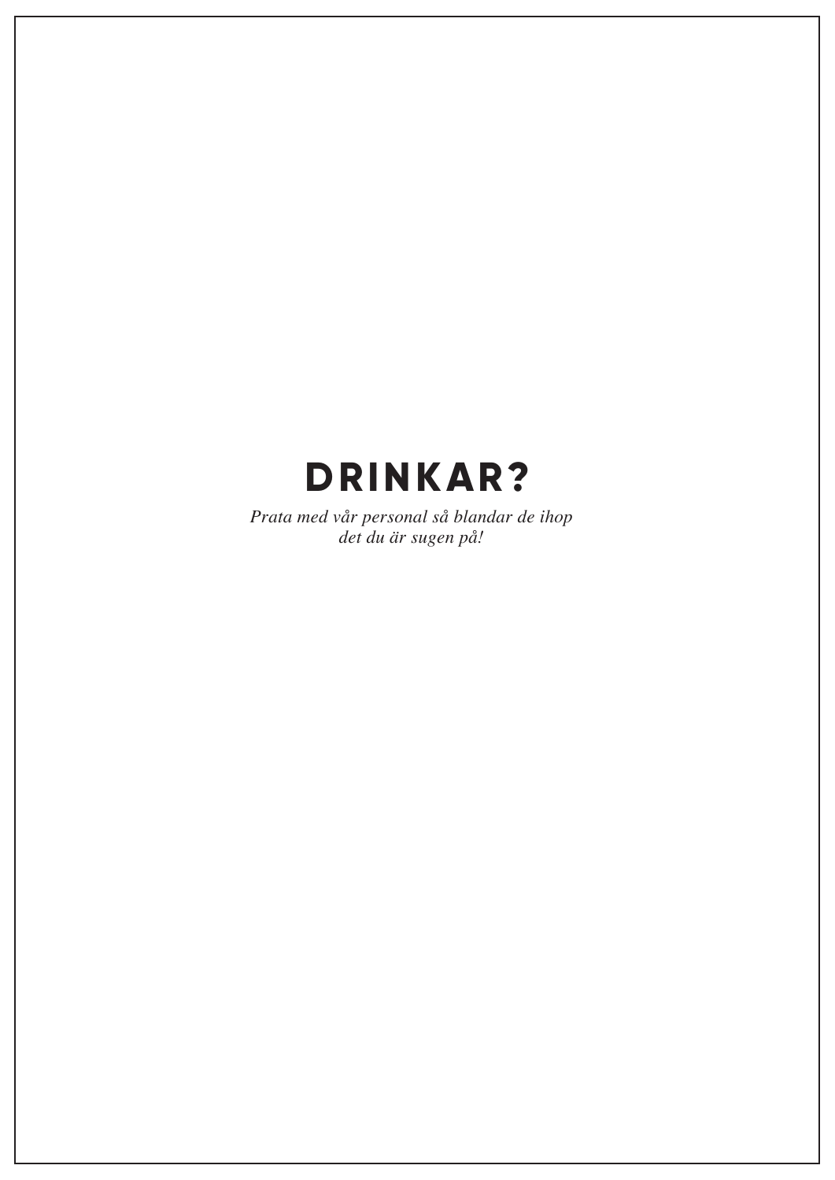# DRINKAR?

*Prata med vår personal så blandar de ihop det du är sugen på!*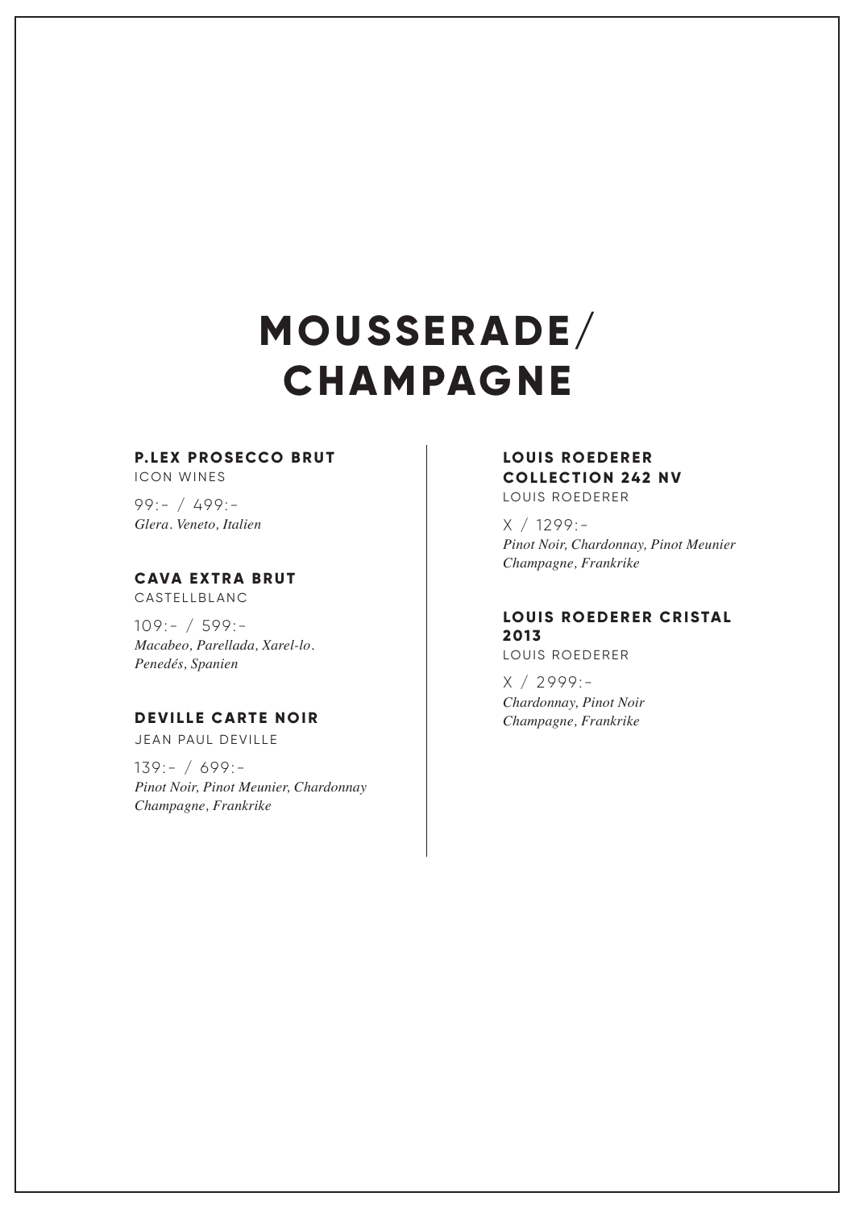# MOUSSERADE/ CHAMPAGNE

### P.LEX PROSECCO BRUT
ICON WINES

99:- / 499:-
*Glera. Veneto, Italien*

### CAVA EXTRA BRUT
CASTELLBLANC

109:- / 599:-
*Macabeo, Parellada, Xarel-lo.*
*Penedés, Spanien*

### DEVILLE CARTE NOIR
JEAN PAUL DEVILLE

139:- / 699:-
*Pinot Noir, Pinot Meunier, Chardonnay*
*Champagne, Frankrike*

### LOUIS ROEDERER COLLECTION 242 NV
LOUIS ROEDERER

X / 1299:-
*Pinot Noir, Chardonnay, Pinot Meunier*
*Champagne, Frankrike*

### LOUIS ROEDERER CRISTAL 2013
LOUIS ROEDERER

X / 2999:-
*Chardonnay, Pinot Noir*
*Champagne, Frankrike*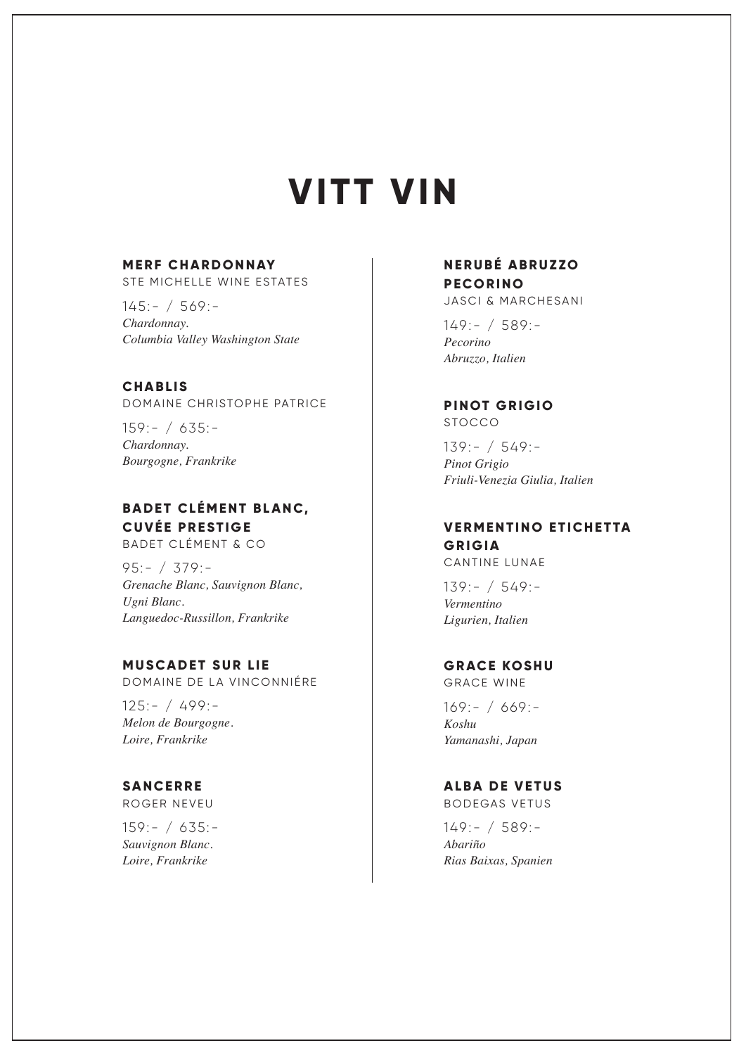# VITT VIN

### MERF CHARDONNAY
STE MICHELLE WINE ESTATES

145:- / 569:-
*Chardonnay.*
*Columbia Valley Washington State*

### CHABLIS
DOMAINE CHRISTOPHE PATRICE

159:- / 635:-
*Chardonnay.*
*Bourgogne, Frankrike*

### BADET CLÉMENT BLANC, CUVÉE PRESTIGE
BADET CLÉMENT & CO

95:- / 379:-
*Grenache Blanc, Sauvignon Blanc, Ugni Blanc.*
*Languedoc-Russillon, Frankrike*

### MUSCADET SUR LIE
DOMAINE DE LA VINCONNIÉRE

125:- / 499:-
*Melon de Bourgogne.*
*Loire, Frankrike*

### SANCERRE
ROGER NEVEU

159:- / 635:-
*Sauvignon Blanc.*
*Loire, Frankrike*

### NERUBÉ ABRUZZO PECORINO
JASCI & MARCHESANI

149:- / 589:-
*Pecorino*
*Abruzzo, Italien*

### PINOT GRIGIO
STOCCO

139:- / 549:-
*Pinot Grigio*
*Friuli-Venezia Giulia, Italien*

### VERMENTINO ETICHETTA GRIGIA
CANTINE LUNAE

139:- / 549:-
*Vermentino*
*Ligurien, Italien*

### GRACE KOSHU
GRACE WINE

169:- / 669:-
*Koshu*
*Yamanashi, Japan*

### ALBA DE VETUS
BODEGAS VETUS

149:- / 589:-
*Abariño*
*Rias Baixas, Spanien*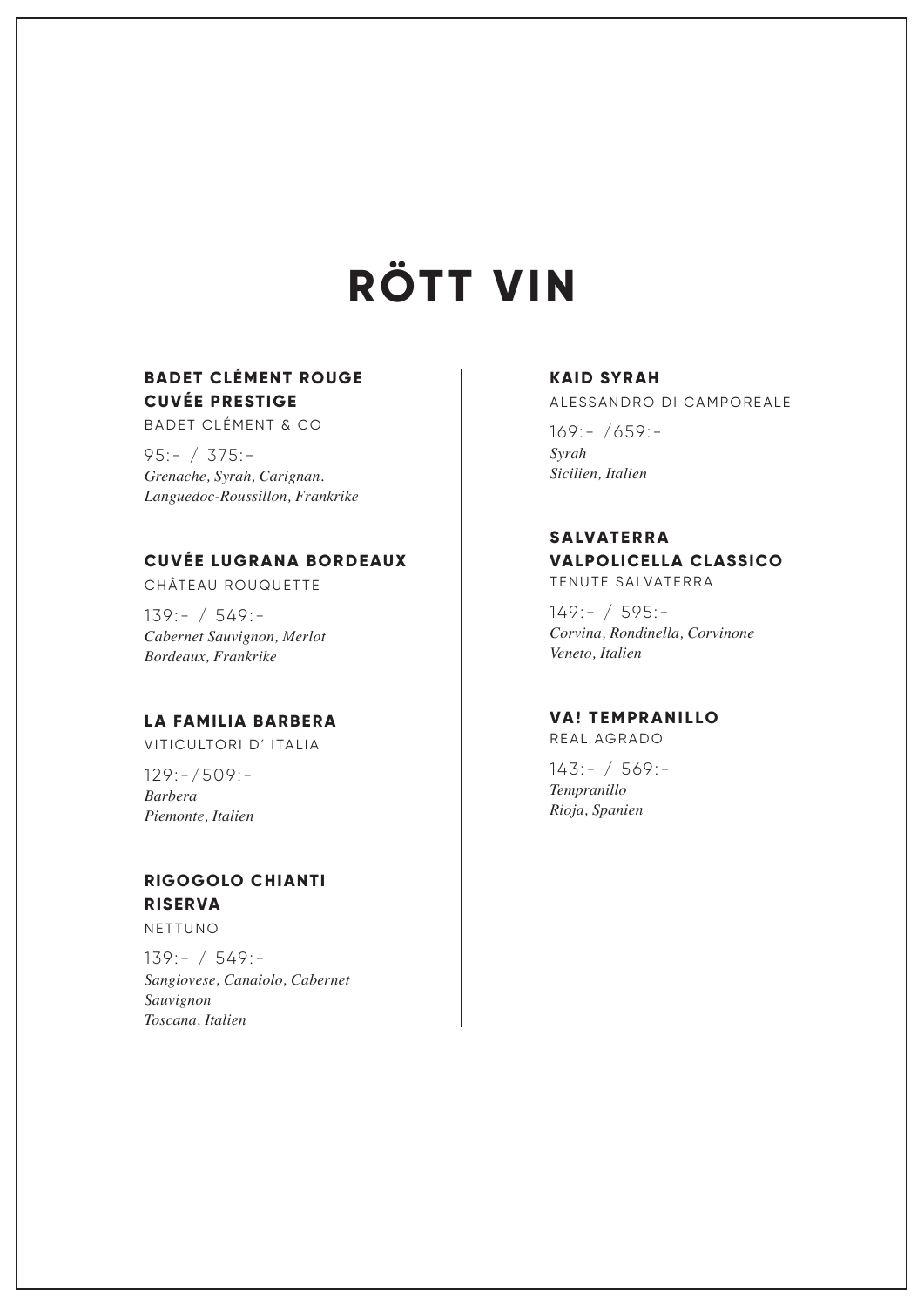# RÖTT VIN

### BADET CLÉMENT ROUGE CUVÉE PRESTIGE

BADET CLÉMENT & CO

95:- / 375:-
*Grenache, Syrah, Carignan.*
*Languedoc-Roussillon, Frankrike*

### CUVÉE LUGRANA BORDEAUX

CHÂTEAU ROUQUETTE

139:- / 549:-
*Cabernet Sauvignon, Merlot*
*Bordeaux, Frankrike*

### LA FAMILIA BARBERA

VITICULTORI D´ ITALIA

129:-/509:-
*Barbera*
*Piemonte, Italien*

### RIGOGOLO CHIANTI RISERVA

NETTUNO

139:- / 549:-
*Sangiovese, Canaiolo, Cabernet Sauvignon*
*Toscana, Italien*

### KAID SYRAH

ALESSANDRO DI CAMPOREALE

169:- /659:-
*Syrah*
*Sicilien, Italien*

### SALVATERRA VALPOLICELLA CLASSICO

TENUTE SALVATERRA

149:- / 595:-
*Corvina, Rondinella, Corvinone*
*Veneto, Italien*

### VA! TEMPRANILLO

REAL AGRADO

143:- / 569:-
*Tempranillo*
*Rioja, Spanien*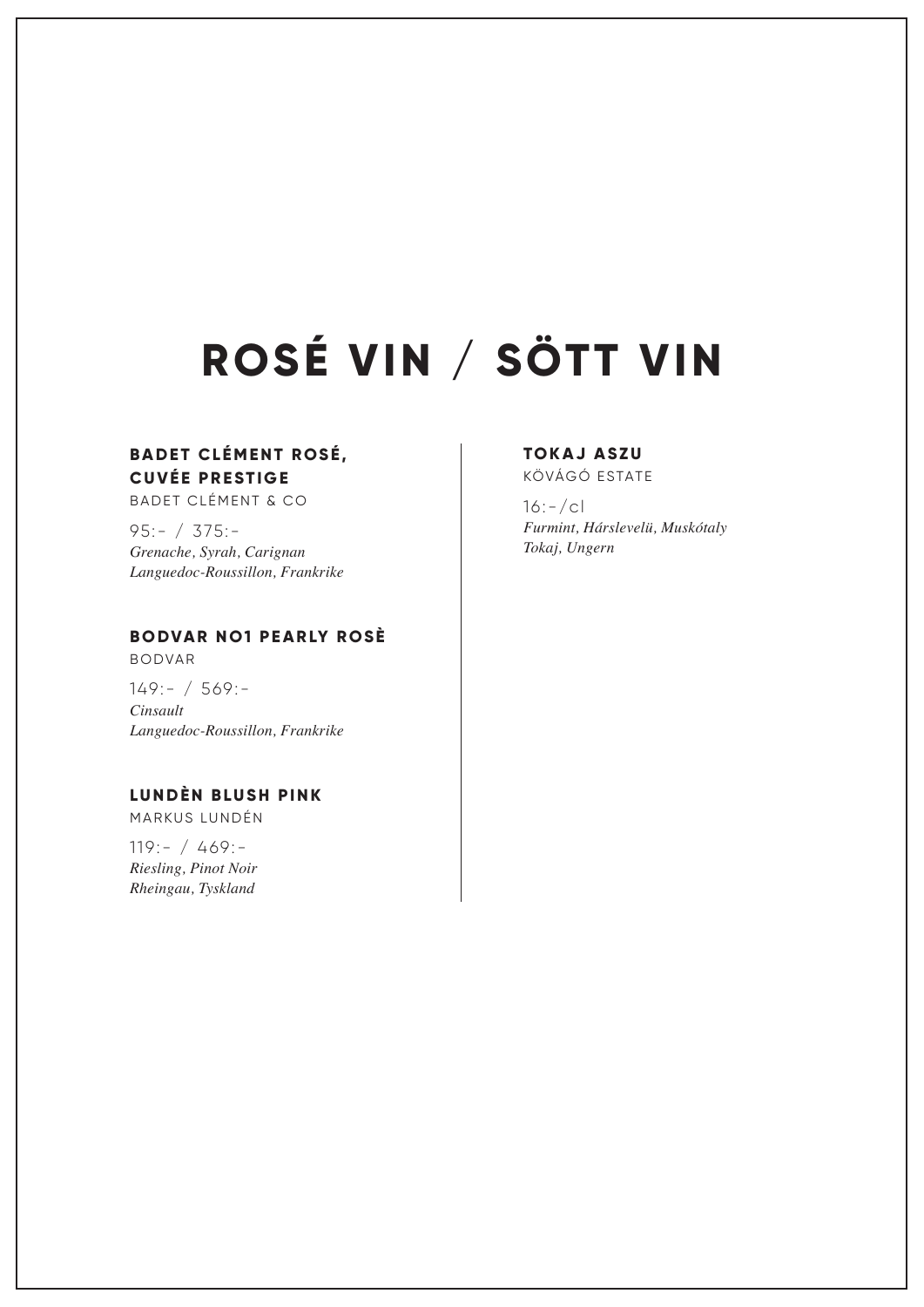# ROSÉ VIN / SÖTT VIN

### BADET CLÉMENT ROSÉ, CUVÉE PRESTIGE
BADET CLÉMENT & CO

95:- / 375:-
*Grenache, Syrah, Carignan*
*Languedoc-Roussillon, Frankrike*

### BODVAR NO1 PEARLY ROSÈ
BODVAR

149:- / 569:-
*Cinsault*
*Languedoc-Roussillon, Frankrike*

### LUNDÈN BLUSH PINK
MARKUS LUNDÉN

119:- / 469:-
*Riesling, Pinot Noir*
*Rheingau, Tyskland*

### TOKAJ ASZU
KÖVÁGÓ ESTATE

16:-/cl
*Furmint, Hárslevelü, Muskótaly*
*Tokaj, Ungern*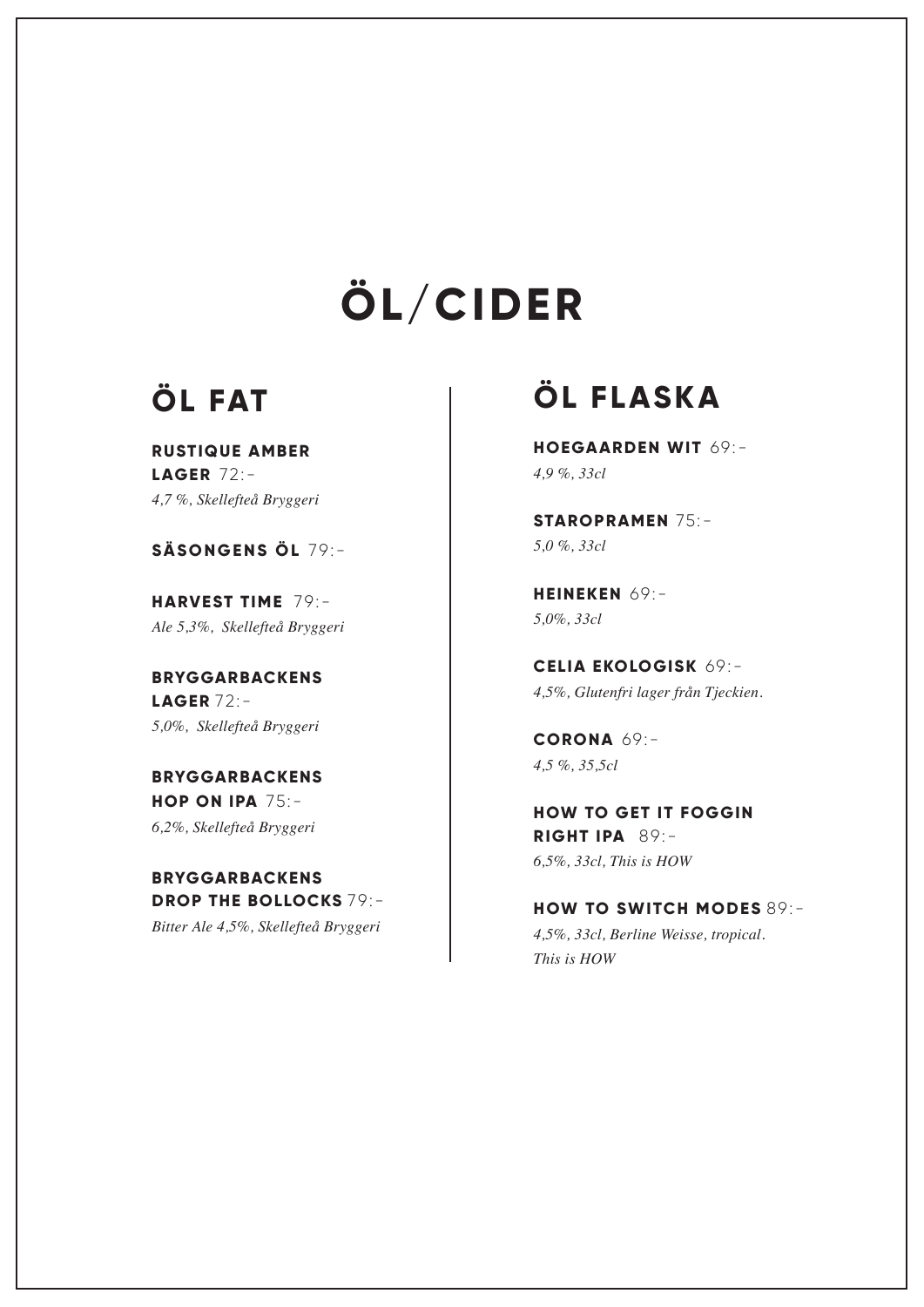# ÖL/CIDER

## ÖL FAT

**RUSTIQUE AMBER LAGER** 72:-
*4,7 %, Skellefteå Bryggeri*

**SÄSONGENS ÖL** 79:-

**HARVEST TIME** 79:-
*Ale 5,3%, Skellefteå Bryggeri*

**BRYGGARBACKENS LAGER** 72:-
*5,0%, Skellefteå Bryggeri*

**BRYGGARBACKENS HOP ON IPA** 75:-
*6,2%, Skellefteå Bryggeri*

**BRYGGARBACKENS DROP THE BOLLOCKS** 79:-
*Bitter Ale 4,5%, Skellefteå Bryggeri*

## ÖL FLASKA

**HOEGAARDEN WIT** 69:-
*4,9 %, 33cl*

**STAROPRAMEN** 75:-
*5,0 %, 33cl*

**HEINEKEN** 69:-
*5,0%, 33cl*

**CELIA EKOLOGISK** 69:-
*4,5%, Glutenfri lager från Tjeckien.*

**CORONA** 69:-
*4,5 %, 35,5cl*

**HOW TO GET IT FOGGIN RIGHT IPA** 89:-
*6,5%, 33cl, This is HOW*

**HOW TO SWITCH MODES** 89:-
*4,5%, 33cl, Berline Weisse, tropical. This is HOW*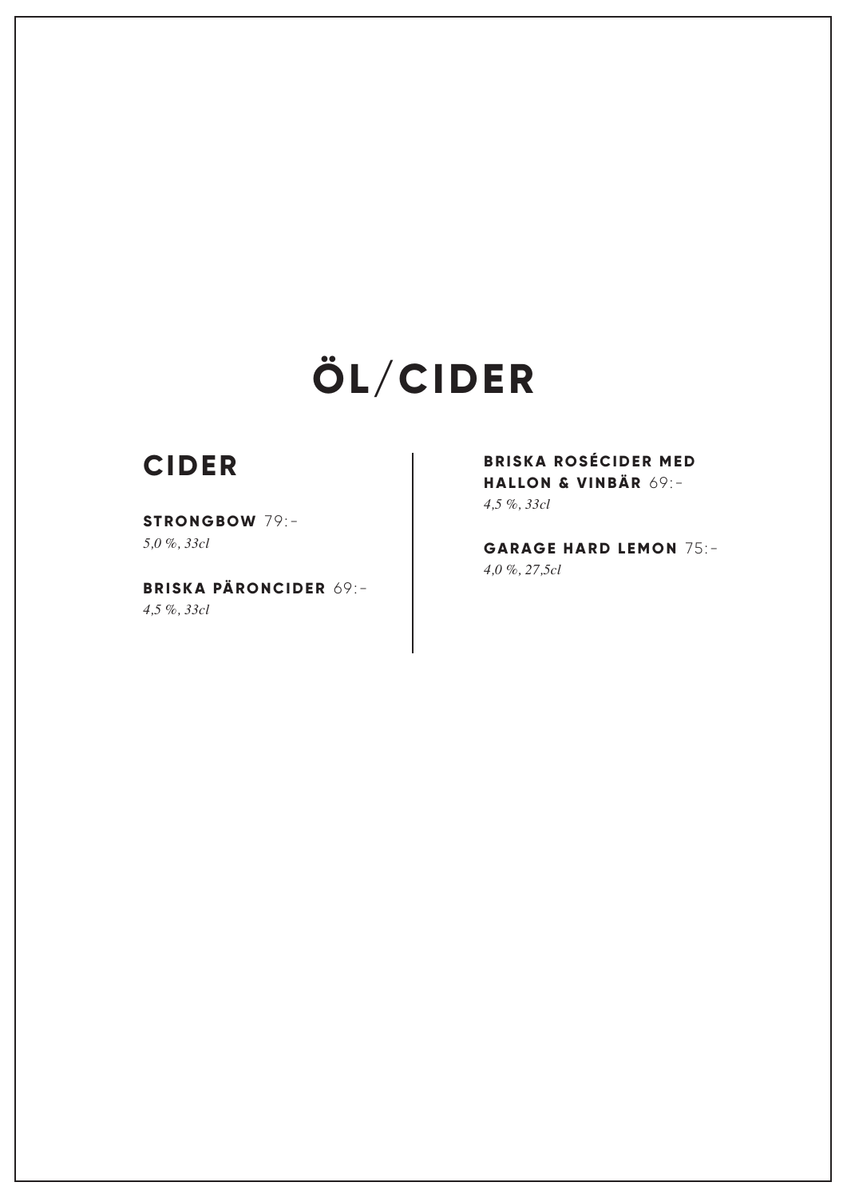# ÖL/CIDER

## CIDER

**STRONGBOW** 79:-
*5,0 %, 33cl*

**BRISKA PÄRONCIDER** 69:-
*4,5 %, 33cl*

**BRISKA ROSÉCIDER MED HALLON & VINBÄR** 69:-
*4,5 %, 33cl*

**GARAGE HARD LEMON** 75:-
*4,0 %, 27,5cl*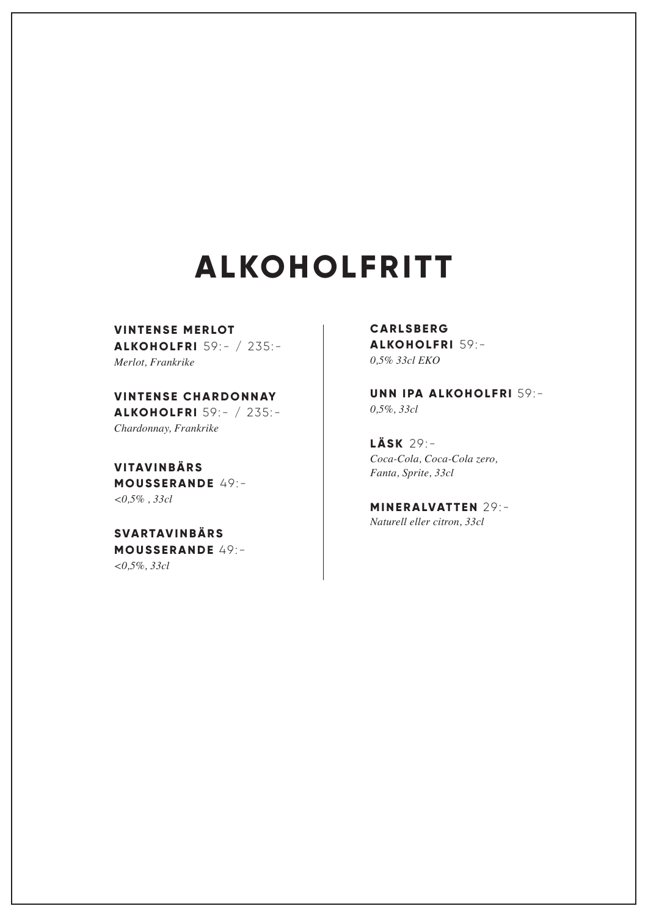# ALKOHOLFRITT

**VINTENSE MERLOT ALKOHOLFRI** 59:- / 235:-
*Merlot, Frankrike*

**VINTENSE CHARDONNAY ALKOHOLFRI** 59:- / 235:-
*Chardonnay, Frankrike*

**VITAVINBÄRS MOUSSERANDE** 49:-
*<0,5% , 33cl*

**SVARTAVINBÄRS MOUSSERANDE** 49:-
*<0,5%, 33cl*

**CARLSBERG ALKOHOLFRI** 59:-
*0,5% 33cl EKO*

**UNN IPA ALKOHOLFRI** 59:-
*0,5%, 33cl*

**LÄSK** 29:-
*Coca-Cola, Coca-Cola zero, Fanta, Sprite, 33cl*

**MINERALVATTEN** 29:-
*Naturell eller citron, 33cl*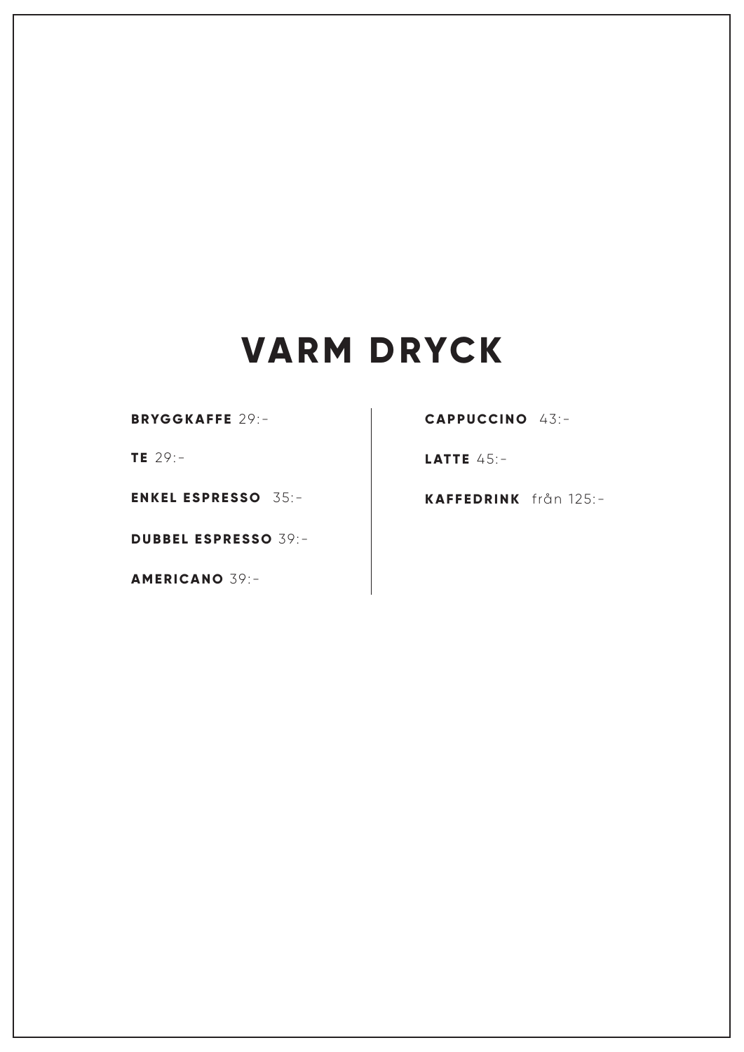# VARM DRYCK

**BRYGGKAFFE** 29:-

**TE** 29:-

**ENKEL ESPRESSO** 35:-

**DUBBEL ESPRESSO** 39:-

**AMERICANO** 39:-

**CAPPUCCINO** 43:-

**LATTE** 45:-

**KAFFEDRINK** från 125:-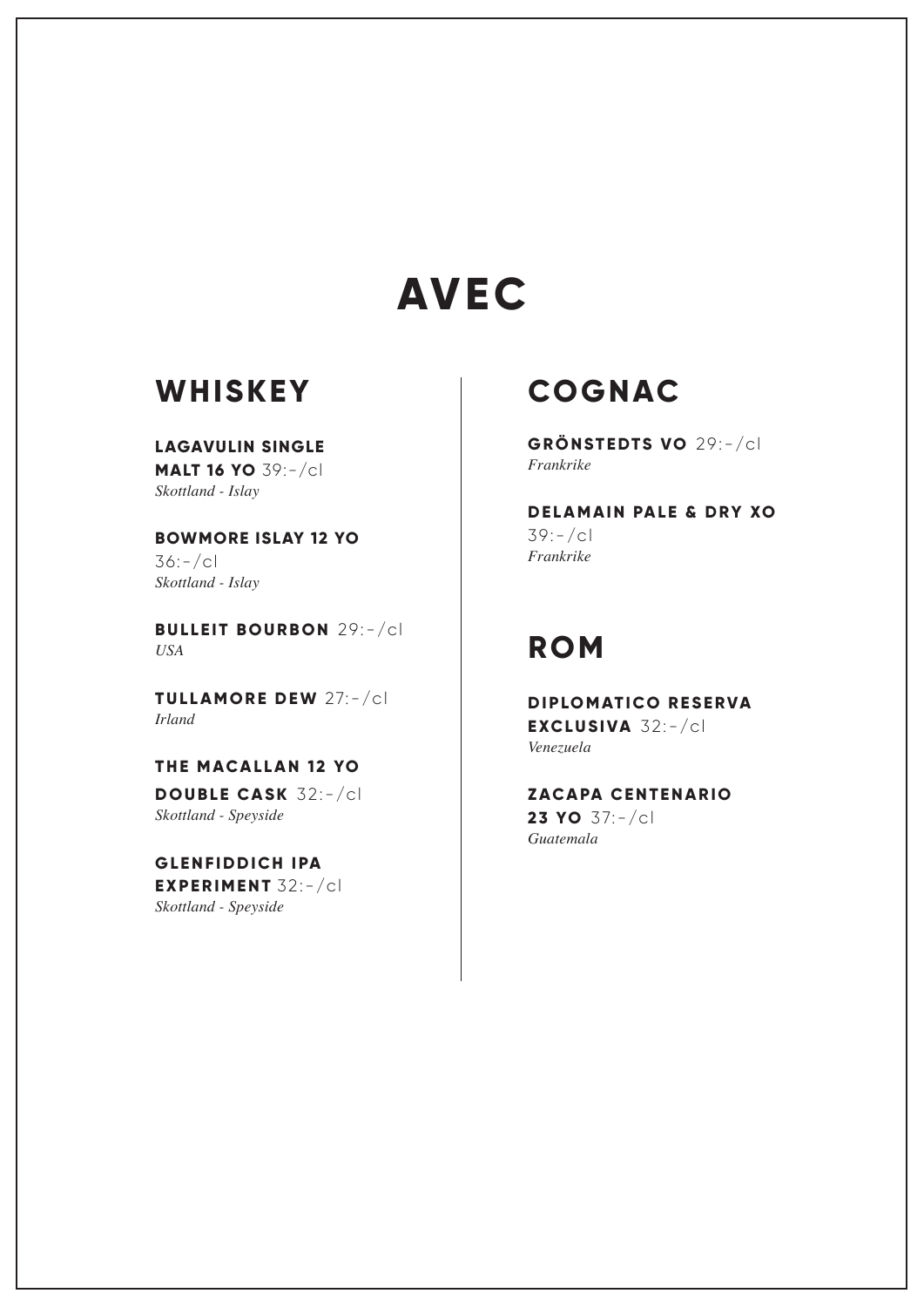# AVEC

## WHISKEY

**LAGAVULIN SINGLE MALT 16 YO** 39:-/cl
*Skottland - Islay*

**BOWMORE ISLAY 12 YO** 36:-/cl
*Skottland - Islay*

**BULLEIT BOURBON** 29:-/cl
*USA*

**TULLAMORE DEW** 27:-/cl
*Irland*

**THE MACALLAN 12 YO DOUBLE CASK** 32:-/cl
*Skottland - Speyside*

**GLENFIDDICH IPA EXPERIMENT** 32:-/cl
*Skottland - Speyside*

## COGNAC

**GRÖNSTEDTS VO** 29:-/cl
*Frankrike*

**DELAMAIN PALE & DRY XO** 39:-/cl
*Frankrike*

## ROM

**DIPLOMATICO RESERVA EXCLUSIVA** 32:-/cl
*Venezuela*

**ZACAPA CENTENARIO 23 YO** 37:-/cl
*Guatemala*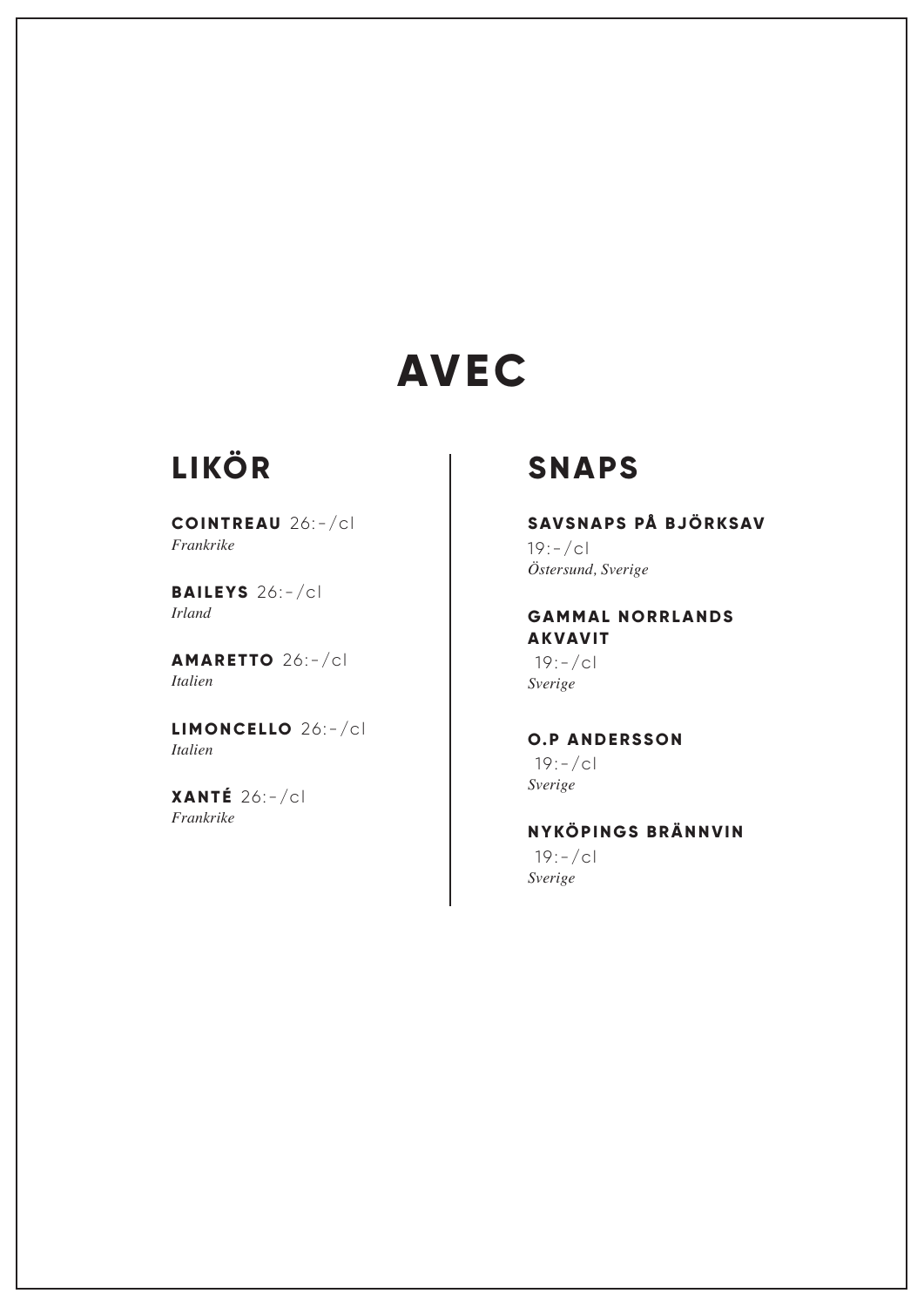# AVEC

## LIKÖR

**COINTREAU** 26:-/cl
*Frankrike*

**BAILEYS** 26:-/cl
*Irland*

**AMARETTO** 26:-/cl
*Italien*

**LIMONCELLO** 26:-/cl
*Italien*

**XANTÉ** 26:-/cl
*Frankrike*

## SNAPS

**SAVSNAPS PÅ BJÖRKSAV**
19:-/cl
*Östersund, Sverige*

**GAMMAL NORRLANDS AKVAVIT**
19:-/cl
*Sverige*

**O.P ANDERSSON**
19:-/cl
*Sverige*

**NYKÖPINGS BRÄNNVIN**
19:-/cl
*Sverige*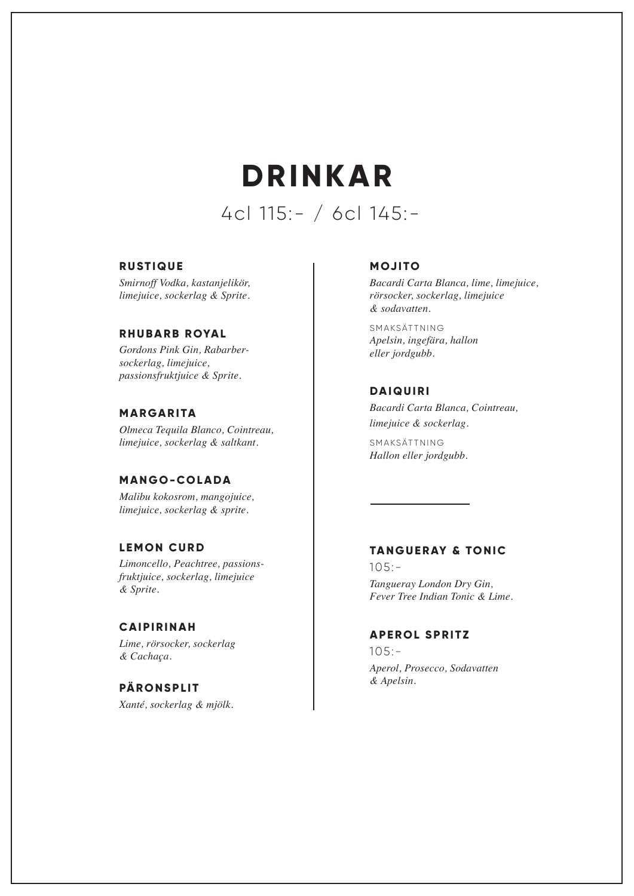# DRINKAR

4cl 115:- / 6cl 145:-

### RUSTIQUE

*Smirnoff Vodka, kastanjelikör, limejuice, sockerlag & Sprite.*

### RHUBARB ROYAL

*Gordons Pink Gin, Rabarbersockerlag, limejuice, passionsfruktjuice & Sprite.*

### MARGARITA

*Olmeca Tequila Blanco, Cointreau, limejuice, sockerlag & saltkant.*

### MANGO-COLADA

*Malibu kokosrom, mangojuice, limejuice, sockerlag & sprite.*

### LEMON CURD

*Limoncello, Peachtree, passionsfruktjuice, sockerlag, limejuice & Sprite.*

### CAIPIRINAH

*Lime, rörsocker, sockerlag & Cachaça.*

### PÄRONSPLIT

*Xanté, sockerlag & mjölk.*

### MOJITO

*Bacardi Carta Blanca, lime, limejuice, rörsocker, sockerlag, limejuice & sodavatten.*

SMAKSÄTTNING

*Apelsin, ingefära, hallon eller jordgubb.*

### DAIQUIRI

*Bacardi Carta Blanca, Cointreau, limejuice & sockerlag.*

SMAKSÄTTNING

*Hallon eller jordgubb.*

---

### TANGUERAY & TONIC

105:-

*Tangueray London Dry Gin, Fever Tree Indian Tonic & Lime.*

### APEROL SPRITZ

105:-

*Aperol, Prosecco, Sodavatten & Apelsin.*